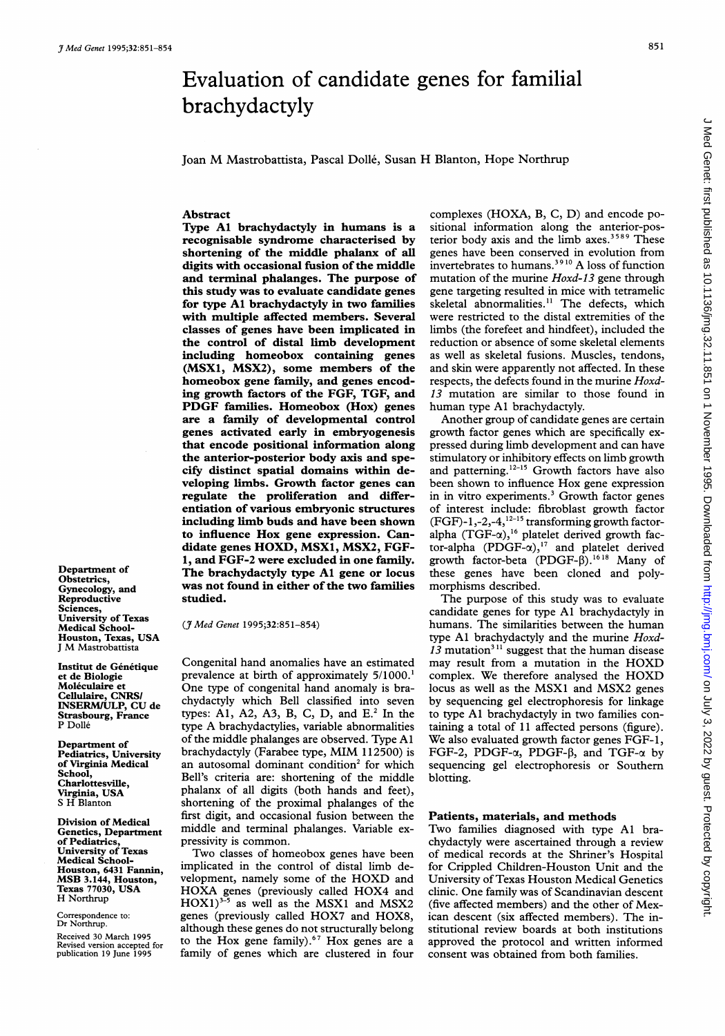# Evaluation of candidate genes for familial brachydactyly

Joan M Mastrobattista, Pascal Dollé, Susan H Blanton, Hope Northrup

## Abstract

**Type A1 brachydactyly in humans is a recognisable syndrome characterised by shortening of the middle phalanx of all digits with occasional fusion of the middle and terminal phalanges. The purpose of this study was to evaluate candidate genes for type A1 brachydactyly in two families with multiple affected members. Several classes of genes have been implicated in the control of distal limb development including homeobox containing genes (MSX1, MSX2), some members of the homeobox gene family, and genes encoding growth factors of the FGF, TGF, and PDGF families. Homeobox (Hox) genes are a family of developmental control genes activated early in embryogenesis that encode positional information along the anterior-posterior body axis and specify distinct spatial domains within developing limbs. Growth factor genes can regulate the proliferation and differentiation of various embryonic structures including limb buds and have been shown to influence Hox gene expression. Candidate genes HOXD, MSX1, MSX2, FGF-1, and FGF-2 were excluded in one family. The brachydactyly type A1 gene or locus was not found in either of the two families studied.**

(*J Med Genet* 1995;32:851–854)

Department of Obstetrics, Gynecology, and Reproductive Sciences, University of Texas Medical School-Houston, Texas, USA
J M Mastrobattista

Institut de Génétique et de Biologie Moléculaire et Cellulaire, CNRS/INSERM/ULP, CU de Strasbourg, France
P Dollé

Department of Pediatrics, University of Virginia Medical School, Charlottesville, Virginia, USA
S H Blanton

Division of Medical Genetics, Department of Pediatrics, University of Texas Medical School-Houston, 6431 Fannin, MSB 3.144, Houston, Texas 77030, USA
H Northrup

Correspondence to: Dr Northrup.

Received 30 March 1995
Revised version accepted for publication 19 June 1995

Congenital hand anomalies have an estimated prevalence at birth of approximately 5/1000.[1] One type of congenital hand anomaly is brachydactyly which Bell classified into seven types: A1, A2, A3, B, C, D, and E.[2] In the type A brachydactylies, variable abnormalities of the middle phalanges are observed. Type A1 brachydactyly (Farabee type, MIM 112500) is an autosomal dominant condition[2] for which Bell's criteria are: shortening of the middle phalanx of all digits (both hands and feet), shortening of the proximal phalanges of the first digit, and occasional fusion between the middle and terminal phalanges. Variable expressivity is common.

Two classes of homeobox genes have been implicated in the control of distal limb development, namely some of the HOXD and HOXA genes (previously called HOX4 and HOX1)[3–5] as well as the MSX1 and MSX2 genes (previously called HOX7 and HOX8, although these genes do not structurally belong to the Hox gene family).[6,7] Hox genes are a family of genes which are clustered in four complexes (HOXA, B, C, D) and encode positional information along the anterior-posterior body axis and the limb axes.[3,5,8,9] These genes have been conserved in evolution from invertebrates to humans.[3,9,10] A loss of function mutation of the murine *Hoxd-13* gene through gene targeting resulted in mice with tetramelic skeletal abnormalities.[11] The defects, which were restricted to the distal extremities of the limbs (the forefeet and hindfeet), included the reduction or absence of some skeletal elements as well as skeletal fusions. Muscles, tendons, and skin were apparently not affected. In these respects, the defects found in the murine *Hoxd-13* mutation are similar to those found in human type A1 brachydactyly.

Another group of candidate genes are certain growth factor genes which are specifically expressed during limb development and can have stimulatory or inhibitory effects on limb growth and patterning.[12–15] Growth factors have also been shown to influence Hox gene expression in in vitro experiments.[3] Growth factor genes of interest include: fibroblast growth factor (FGF)-1,-2,-4,[12–15] transforming growth factor-alpha (TGF-α),[16] platelet derived growth factor-alpha (PDGF-α),[17] and platelet derived growth factor-beta (PDGF-β).[16,18] Many of these genes have been cloned and polymorphisms described.

The purpose of this study was to evaluate candidate genes for type A1 brachydactyly in humans. The similarities between the human type A1 brachydactyly and the murine *Hoxd-13* mutation[3,11] suggest that the human disease may result from a mutation in the HOXD complex. We therefore analysed the HOXD locus as well as the MSX1 and MSX2 genes by sequencing gel electrophoresis for linkage to type A1 brachydactyly in two families containing a total of 11 affected persons (figure). We also evaluated growth factor genes FGF-1, FGF-2, PDGF-α, PDGF-β, and TGF-α by sequencing gel electrophoresis or Southern blotting.

## Patients, materials, and methods

Two families diagnosed with type A1 brachydactyly were ascertained through a review of medical records at the Shriner's Hospital for Crippled Children-Houston Unit and the University of Texas Houston Medical Genetics clinic. One family was of Scandinavian descent (five affected members) and the other of Mexican descent (six affected members). The institutional review boards at both institutions approved the protocol and written informed consent was obtained from both families.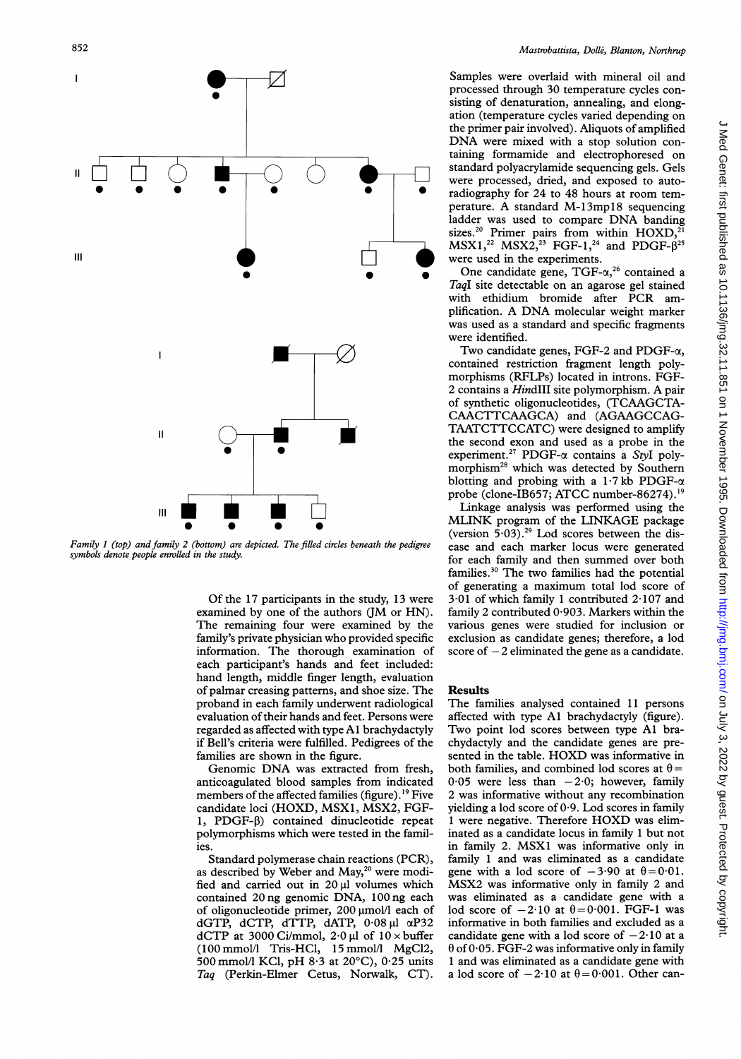Family 1 (top) and family 2 (bottom) are depicted. The filled circles beneath the pedigree symbols denote people enrolled in the study.

Of the 17 participants in the study, 13 were examined by one of the authors (JM or HN). The remaining four were examined by the family's private physician who provided specific information. The thorough examination of each participant's hands and feet included: hand length, middle finger length, evaluation of palmar creasing patterns, and shoe size. The proband in each family underwent radiological evaluation of their hands and feet. Persons were regarded as affected with type A1 brachydactyly if Bell's criteria were fulfilled. Pedigrees of the families are shown in the figure.

Genomic DNA was extracted from fresh, anticoagulated blood samples from indicated members of the affected families (figure).[19] Five candidate loci (HOXD, MSX1, MSX2, FGF-1, PDGF-β) contained dinucleotide repeat polymorphisms which were tested in the families.

Standard polymerase chain reactions (PCR), as described by Weber and May,[20] were modified and carried out in 20 µl volumes which contained 20 ng genomic DNA, 100 ng each of oligonucleotide primer, 200 µmol/l each of dGTP, dCTP, dTTP, dATP, 0·08 µl αP32 dCTP at 3000 Ci/mmol, 2·0 µl of 10 × buffer (100 mmol/l Tris-HCl, 15 mmol/l MgCl2, 500 mmol/l KCl, pH 8·3 at 20°C), 0·25 units *Taq* (Perkin-Elmer Cetus, Norwalk, CT). Samples were overlaid with mineral oil and processed through 30 temperature cycles consisting of denaturation, annealing, and elongation (temperature cycles varied depending on the primer pair involved). Aliquots of amplified DNA were mixed with a stop solution containing formamide and electrophoresed on standard polyacrylamide sequencing gels. Gels were processed, dried, and exposed to autoradiography for 24 to 48 hours at room temperature. A standard M-13mp18 sequencing ladder was used to compare DNA banding sizes.[20] Primer pairs from within HOXD,[21] MSX1,[22] MSX2,[23] FGF-1,[24] and PDGF-β[25] were used in the experiments.

One candidate gene, TGF-α,[26] contained a *Taq*I site detectable on an agarose gel stained with ethidium bromide after PCR amplification. A DNA molecular weight marker was used as a standard and specific fragments were identified.

Two candidate genes, FGF-2 and PDGF-α, contained restriction fragment length polymorphisms (RFLPs) located in introns. FGF-2 contains a *Hin*dIII site polymorphism. A pair of synthetic oligonucleotides, (TCAAGCTACAACTTCAAGCA) and (AGAAGCCAGTAATCTTCCATC) were designed to amplify the second exon and used as a probe in the experiment.[27] PDGF-α contains a *Sty*I polymorphism[28] which was detected by Southern blotting and probing with a 1·7 kb PDGF-α probe (clone-IB657; ATCC number-86274).[19]

Linkage analysis was performed using the MLINK program of the LINKAGE package (version 5·03).[29] Lod scores between the disease and each marker locus were generated for each family and then summed over both families.[30] The two families had the potential of generating a maximum total lod score of 3·01 of which family 1 contributed 2·107 and family 2 contributed 0·903. Markers within the various genes were studied for inclusion or exclusion as candidate genes; therefore, a lod score of −2 eliminated the gene as a candidate.

## Results

The families analysed contained 11 persons affected with type A1 brachydactyly (figure). Two point lod scores between type A1 brachydactyly and the candidate genes are presented in the table. HOXD was informative in both families, and combined lod scores at $\theta = 0·05$ were less than −2·0; however, family 2 was informative without any recombination yielding a lod score of 0·9. Lod scores in family 1 were negative. Therefore HOXD was eliminated as a candidate locus in family 1 but not in family 2. MSX1 was informative only in family 1 and was eliminated as a candidate gene with a lod score of −3·90 at $\theta = 0·01$. MSX2 was informative only in family 2 and was eliminated as a candidate gene with a lod score of −2·10 at $\theta = 0·001$. FGF-1 was informative in both families and excluded as a candidate gene with a lod score of −2·10 at a $\theta$ of 0·05. FGF-2 was informative only in family 1 and was eliminated as a candidate gene with a lod score of −2·10 at $\theta = 0·001$. Other can-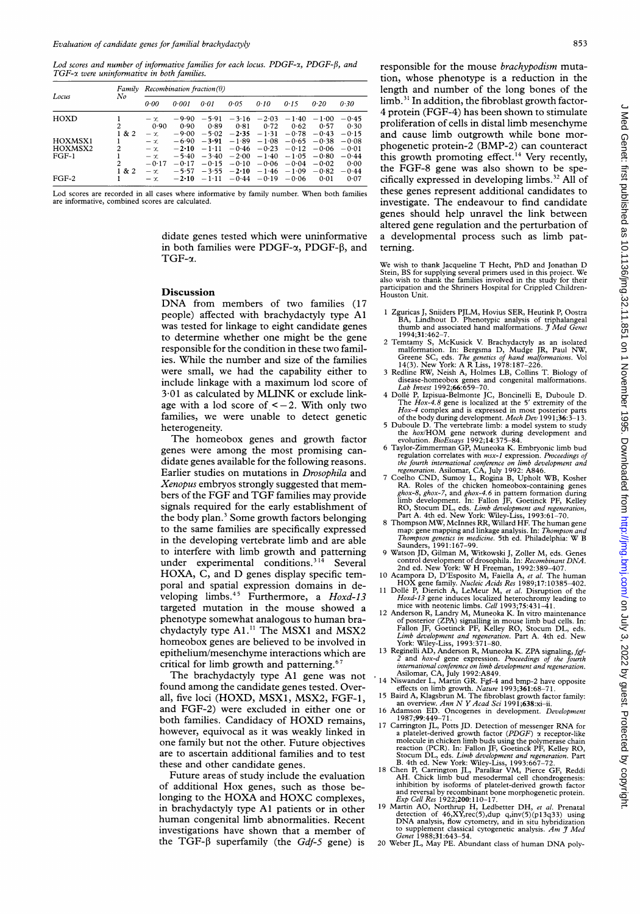*Lod scores and number of informative families for each locus. PDGF-α, PDGF-β, and TGF-α were uninformative in both families.*

| Locus | Family No | Recombination fraction (θ) | | | | | | | |
|---|---|---|---|---|---|---|---|---|---|
| | | 0·00 | 0·001 | 0·01 | 0·05 | 0·10 | 0·15 | 0·20 | 0·30 |
| HOXD | 1 | −∞ | −9·90 | −5·91 | −3·16 | −2·03 | −1·40 | −1·00 | −0·45 |
| | 2 | 0·90 | 0·90 | 0·89 | 0·81 | 0·72 | 0·62 | 0·57 | 0·30 |
| | 1 & 2 | −∞ | −9·00 | −5·02 | **−2·35** | −1·31 | −0·78 | −0·43 | −0·15 |
| HOXMSX1 | 1 | −∞ | −6·90 | **−3·91** | −1·89 | −1·08 | −0·65 | −0·38 | −0·08 |
| HOXMSX2 | 2 | −∞ | **−2·10** | −1·11 | −0·46 | −0·23 | −0·12 | −0·06 | −0·01 |
| FGF-1 | 1 | −∞ | −5·40 | −3·40 | −2·00 | −1·40 | −1·05 | −0·80 | −0·44 |
| | 2 | −0·17 | −0·17 | −0·15 | −0·10 | −0·06 | −0·04 | −0·02 | 0·00 |
| | 1 & 2 | −∞ | −5·57 | −3·55 | **−2·10** | −1·46 | −1·09 | −0·82 | −0·44 |
| FGF-2 | 1 | −∞ | **−2·10** | −1·11 | −0·44 | −0·19 | −0·06 | 0·01 | 0·07 |

Lod scores are recorded in all cases where informative by family number. When both families are informative, combined scores are calculated.

didate genes tested which were uninformative in both families were PDGF-α, PDGF-β, and TGF-α.

## Discussion

DNA from members of two families (17 people) affected with brachydactyly type A1 was tested for linkage to eight candidate genes to determine whether one might be the gene responsible for the condition in these two families. While the number and size of the families were small, we had the capability either to include linkage with a maximum lod score of 3·01 as calculated by MLINK or exclude linkage with a lod score of $<-2$. With only two families, we were unable to detect genetic heterogeneity.

The homeobox genes and growth factor genes were among the most promising candidate genes available for the following reasons. Earlier studies on mutations in *Drosophila* and *Xenopus* embryos strongly suggested that members of the FGF and TGF families may provide signals required for the early establishment of the body plan.[3] Some growth factors belonging to the same families are specifically expressed in the developing vertebrate limb and are able to interfere with limb growth and patterning under experimental conditions.[3,14] Several HOXA, C, and D genes display specific temporal and spatial expression domains in developing limbs.[4,5] Furthermore, a *Hoxd-13* targeted mutation in the mouse showed a phenotype somewhat analogous to human brachydactyly type A1.[11] The MSX1 and MSX2 homeobox genes are believed to be involved in epithelium/mesenchyme interactions which are critical for limb growth and patterning.[6,7]

The brachydactyly type A1 gene was not found among the candidate genes tested. Overall, five loci (HOXD, MSX1, MSX2, FGF-1, and FGF-2) were excluded in either one or both families. Candidacy of HOXD remains, however, equivocal as it was weakly linked in one family but not the other. Future objectives are to ascertain additional families and to test these and other candidate genes.

Future areas of study include the evaluation of additional Hox genes, such as those belonging to the HOXA and HOXC complexes, in brachydactyly type A1 patients or in other human congenital limb abnormalities. Recent investigations have shown that a member of the TGF-β superfamily (the *Gdf-5* gene) is responsible for the mouse *brachypodism* mutation, whose phenotype is a reduction in the length and number of the long bones of the limb.[31] In addition, the fibroblast growth factor-4 protein (FGF-4) has been shown to stimulate proliferation of cells in distal limb mesenchyme and cause limb outgrowth while bone morphogenetic protein-2 (BMP-2) can counteract this growth promoting effect.[14] Very recently, the FGF-8 gene was also shown to be specifically expressed in developing limbs.[32] All of these genes represent additional candidates to investigate. The endeavour to find candidate genes should help unravel the link between altered gene regulation and the perturbation of a developmental process such as limb patterning.

We wish to thank Jacqueline T Hecht, PhD and Jonathan D Stein, BS for supplying several primers used in this project. We also wish to thank the families involved in the study for their participation and the Shriners Hospital for Crippled Children-Houston Unit.

1. Zguricas J, Snijders PJLM, Hovius SER, Heutink P, Oostra BA, Lindhout D. Phenotypic analysis of triphalangeal thumb and associated hand malformations. *J Med Genet* 1994;**31**:462–7.
2. Temtamy S, McKusick V. Brachydactyly as an isolated malformation. In: Bergsma D, Mudge JR, Paul NW, Greene SC, eds. *The genetics of hand malformations.* Vol 14(3). New York: A R Liss, 1978:187–226.
3. Redline RW, Neish A, Holmes LB, Collins T. Biology of disease-homeobox genes and congenital malformations. *Lab Invest* 1992;**66**:659–70.
4. Dollé P, Izpisua-Belmonte JC, Boncinelli E, Duboule D. The *Hox-4.8* gene is localized at the 5′ extremity of the *Hox-4* complex and is expressed in most posterior parts of the body during development. *Mech Dev* 1991;**36**:3–13.
5. Duboule D. The vertebrate limb: a model system to study the *hox*/HOM gene network during development and evolution. *BioEssays* 1992;**14**:375–84.
6. Taylor-Zimmerman GP, Muneoka K. Embryonic limb bud regulation correlates with *msx-1* expression. *Proceedings of the fourth international conference on limb development and regeneration.* Asilomar, CA, July 1992: A846.
7. Coelho CND, Sumoy L, Rogina B, Upholt WB, Kosher RA. Roles of the chicken homeobox-containing genes *ghox-8*, *ghox-7*, and *ghox-4.6* in pattern formation during limb development. In: Fallon JF, Goetinck PF, Kelley RO, Stocum DL, eds. *Limb development and regeneration,* Part A. 4th ed. New York: Wiley-Liss, 1993:61–70.
8. Thompson MW, McInnes RR, Willard HF. The human gene map: gene mapping and linkage analysis. In: *Thompson and Thompson genetics in medicine.* 5th ed. Philadelphia: W B Saunders, 1991:167–99.
9. Watson JD, Gilman M, Witkowski J, Zoller M, eds. Genes control development of drosophila. In: *Recombinant DNA.* 2nd ed. New York: W H Freeman, 1992:389–407.
10. Acampora D, D'Esposito M, Faiella A, *et al.* The human HOX gene family. *Nucleic Acids Res* 1989;**17**:10385–402.
11. Dollé P, Dierich A, LeMeur M, *et al.* Disruption of the *Hoxd-13* gene induces localized heterochrony leading to mice with neotenic limbs. *Cell* 1993;**75**:431–41.
12. Anderson R, Landry M, Muneoka K. In vitro maintenance of posterior (ZPA) signalling in mouse limb bud cells. In: Fallon JF, Goetinck PF, Kelley RO, Stocum DL, eds. *Limb development and regeneration.* Part A. 4th ed. New York: Wiley-Liss, 1993:371–80.
13. Reginelli AD, Anderson R, Muneoka K. ZPA signaling, *fgf-2* and *hox-d* gene expression. *Proceedings of the fourth international conference on limb development and regeneration.* Asilomar, CA, July 1992:A849.
14. Niswander L, Martin GR. Fgf-4 and bmp-2 have opposite effects on limb growth. *Nature* 1993;**361**:68–71.
15. Baird A, Klagsbrun M. The fibroblast growth factor family: an overview. *Ann N Y Acad Sci* 1991;**638**:xi–ii.
16. Adamson ED. Oncogenes in development. *Development* 1987;**99**:449–71.
17. Carrington JL, Potts JD. Detection of messenger RNA for a platelet-derived growth factor (*PDGF*) α receptor-like molecule in chicken limb buds using the polymerase chain reaction (PCR). In: Fallon JF, Goetinck PF, Kelley RO, Stocum DL, eds. *Limb development and regeneration.* Part B. 4th ed. New York: Wiley-Liss, 1993:667–72.
18. Chen P, Carrington JL, Paralkar VM, Pierce GF, Reddi AH. Chick limb bud mesodermal cell chondrogenesis: inhibition by isoforms of platelet-derived growth factor and reversal by recombinant bone morphogenetic protein. *Exp Cell Res* 1922;**200**:110–17.
19. Martin AO, Northrup H, Ledbetter DH, *et al.* Prenatal detection of 46,XY,rec(5),dup q,inv(5)(p13q33) using DNA analysis, flow cytometry, and in situ hybridization to supplement classical cytogenetic analysis. *Am J Med Genet* 1988;**31**:643–54.
20. Weber JL, May PE. Abundant class of human DNA poly-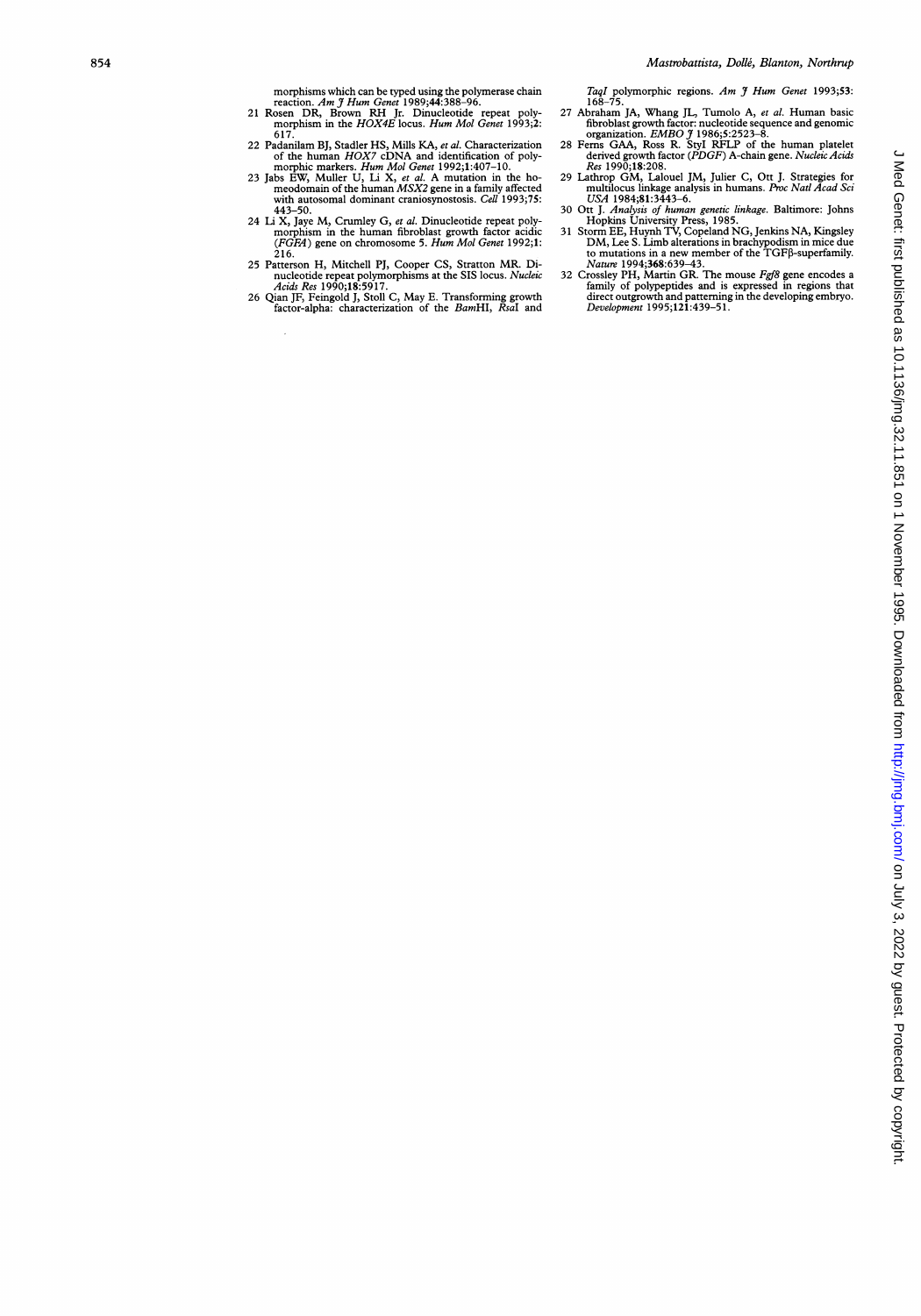morphisms which can be typed using the polymerase chain reaction. *Am J Hum Genet* 1989;**44**:388–96.

21 Rosen DR, Brown RH Jr. Dinucleotide repeat polymorphism in the *HOX4E* locus. *Hum Mol Genet* 1993;**2**:617.

22 Padanilam BJ, Stadler HS, Mills KA, *et al.* Characterization of the human *HOX7* cDNA and identification of polymorphic markers. *Hum Mol Genet* 1992;**1**:407–10.

23 Jabs EW, Muller U, Li X, *et al.* A mutation in the homeodomain of the human *MSX2* gene in a family affected with autosomal dominant craniosynostosis. *Cell* 1993;**75**:443–50.

24 Li X, Jaye M, Crumley G, *et al.* Dinucleotide repeat polymorphism in the human fibroblast growth factor acidic (*FGFA*) gene on chromosome 5. *Hum Mol Genet* 1992;**1**:216.

25 Patterson H, Mitchell PJ, Cooper CS, Stratton MR. Dinucleotide repeat polymorphisms at the SIS locus. *Nucleic Acids Res* 1990;**18**:5917.

26 Qian JF, Feingold J, Stoll C, May E. Transforming growth factor-alpha: characterization of the *Bam*HI, *Rsa*I and *Taq*I polymorphic regions. *Am J Hum Genet* 1993;**53**:168–75.

27 Abraham JA, Whang JL, Tumolo A, *et al.* Human basic fibroblast growth factor: nucleotide sequence and genomic organization. *EMBO J* 1986;**5**:2523–8.

28 Ferns GAA, Ross R. StyI RFLP of the human platelet derived growth factor (*PDGF*) A-chain gene. *Nucleic Acids Res* 1990;**18**:208.

29 Lathrop GM, Lalouel JM, Julier C, Ott J. Strategies for multilocus linkage analysis in humans. *Proc Natl Acad Sci USA* 1984;**81**:3443–6.

30 Ott J. *Analysis of human genetic linkage.* Baltimore: Johns Hopkins University Press, 1985.

31 Storm EE, Huynh TV, Copeland NG, Jenkins NA, Kingsley DM, Lee S. Limb alterations in brachypodism in mice due to mutations in a new member of the TGFβ-superfamily. *Nature* 1994;**368**:639–43.

32 Crossley PH, Martin GR. The mouse *Fgf8* gene encodes a family of polypeptides and is expressed in regions that direct outgrowth and patterning in the developing embryo. *Development* 1995;**121**:439–51.